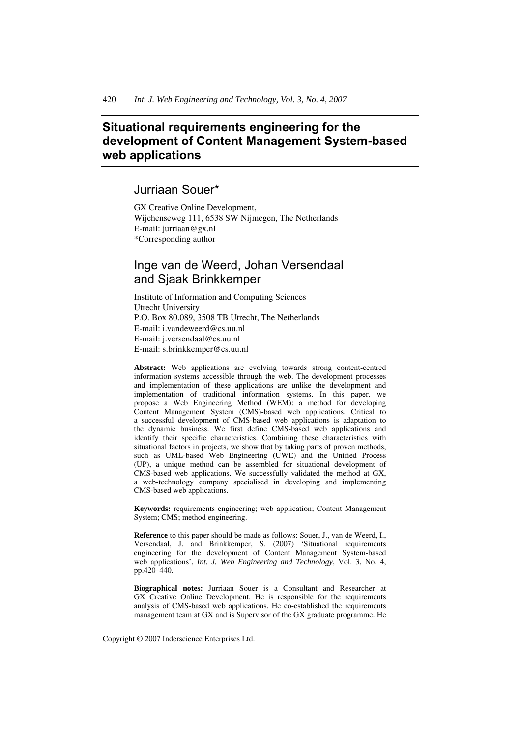// Situational requirements engineering for the development of Content Management System-based web applications

## Jurriaan Souer*

GX Creative Online Development,
Wijchenseweg 111, 6538 SW Nijmegen, The Netherlands
E-mail: jurriaan@gx.nl
*Corresponding author

## Inge van de Weerd, Johan Versendaal and Sjaak Brinkkemper

Institute of Information and Computing Sciences
Utrecht University
P.O. Box 80.089, 3508 TB Utrecht, The Netherlands
E-mail: i.vandeweerd@cs.uu.nl
E-mail: j.versendaal@cs.uu.nl
E-mail: s.brinkkemper@cs.uu.nl

**Abstract:** Web applications are evolving towards strong content-centred information systems accessible through the web. The development processes and implementation of these applications are unlike the development and implementation of traditional information systems. In this paper, we propose a Web Engineering Method (WEM): a method for developing Content Management System (CMS)-based web applications. Critical to a successful development of CMS-based web applications is adaptation to the dynamic business. We first define CMS-based web applications and identify their specific characteristics. Combining these characteristics with situational factors in projects, we show that by taking parts of proven methods, such as UML-based Web Engineering (UWE) and the Unified Process (UP), a unique method can be assembled for situational development of CMS-based web applications. We successfully validated the method at GX, a web-technology company specialised in developing and implementing CMS-based web applications.

**Keywords:** requirements engineering; web application; Content Management System; CMS; method engineering.

**Reference** to this paper should be made as follows: Souer, J., van de Weerd, I., Versendaal, J. and Brinkkemper, S. (2007) 'Situational requirements engineering for the development of Content Management System-based web applications', *Int. J. Web Engineering and Technology*, Vol. 3, No. 4, pp.420–440.

**Biographical notes:** Jurriaan Souer is a Consultant and Researcher at GX Creative Online Development. He is responsible for the requirements analysis of CMS-based web applications. He co-established the requirements management team at GX and is Supervisor of the GX graduate programme. He

Copyright © 2007 Inderscience Enterprises Ltd.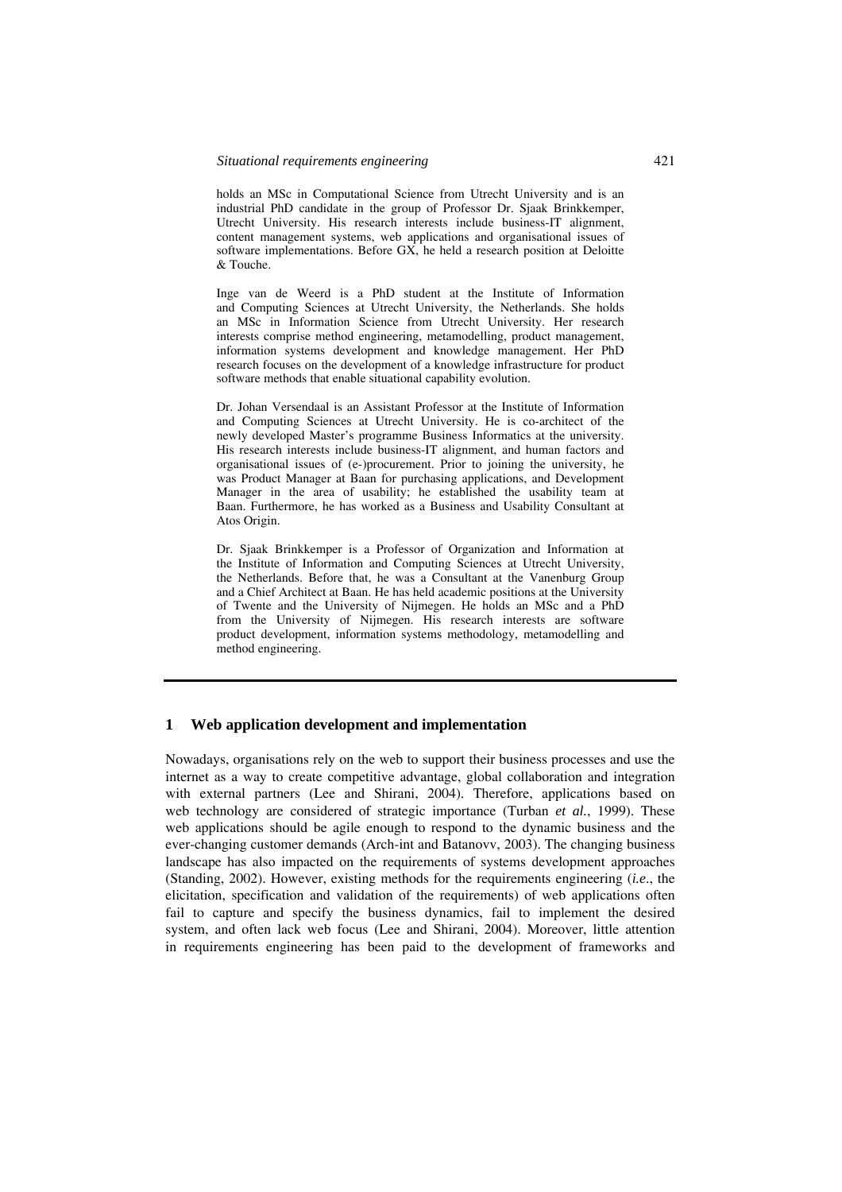holds an MSc in Computational Science from Utrecht University and is an industrial PhD candidate in the group of Professor Dr. Sjaak Brinkkemper, Utrecht University. His research interests include business-IT alignment, content management systems, web applications and organisational issues of software implementations. Before GX, he held a research position at Deloitte & Touche.

Inge van de Weerd is a PhD student at the Institute of Information and Computing Sciences at Utrecht University, the Netherlands. She holds an MSc in Information Science from Utrecht University. Her research interests comprise method engineering, metamodelling, product management, information systems development and knowledge management. Her PhD research focuses on the development of a knowledge infrastructure for product software methods that enable situational capability evolution.

Dr. Johan Versendaal is an Assistant Professor at the Institute of Information and Computing Sciences at Utrecht University. He is co-architect of the newly developed Master's programme Business Informatics at the university. His research interests include business-IT alignment, and human factors and organisational issues of (e-)procurement. Prior to joining the university, he was Product Manager at Baan for purchasing applications, and Development Manager in the area of usability; he established the usability team at Baan. Furthermore, he has worked as a Business and Usability Consultant at Atos Origin.

Dr. Sjaak Brinkkemper is a Professor of Organization and Information at the Institute of Information and Computing Sciences at Utrecht University, the Netherlands. Before that, he was a Consultant at the Vanenburg Group and a Chief Architect at Baan. He has held academic positions at the University of Twente and the University of Nijmegen. He holds an MSc and a PhD from the University of Nijmegen. His research interests are software product development, information systems methodology, metamodelling and method engineering.

## 1 Web application development and implementation

Nowadays, organisations rely on the web to support their business processes and use the internet as a way to create competitive advantage, global collaboration and integration with external partners (Lee and Shirani, 2004). Therefore, applications based on web technology are considered of strategic importance (Turban *et al.*, 1999). These web applications should be agile enough to respond to the dynamic business and the ever-changing customer demands (Arch-int and Batanovv, 2003). The changing business landscape has also impacted on the requirements of systems development approaches (Standing, 2002). However, existing methods for the requirements engineering (*i.e.*, the elicitation, specification and validation of the requirements) of web applications often fail to capture and specify the business dynamics, fail to implement the desired system, and often lack web focus (Lee and Shirani, 2004). Moreover, little attention in requirements engineering has been paid to the development of frameworks and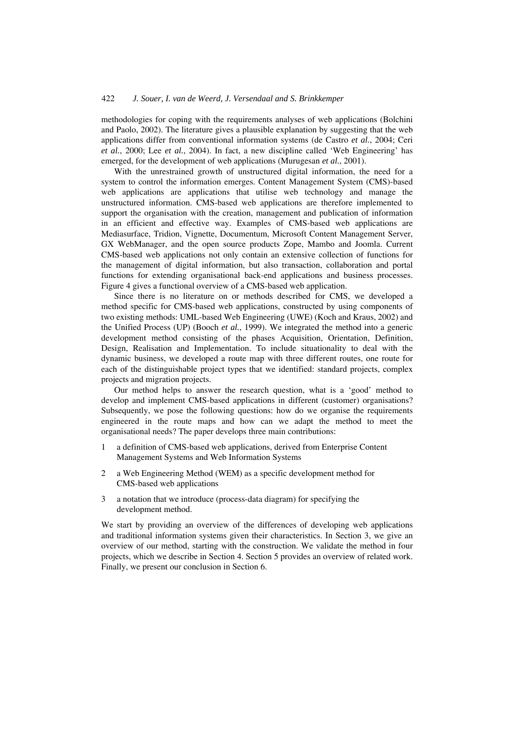methodologies for coping with the requirements analyses of web applications (Bolchini and Paolo, 2002). The literature gives a plausible explanation by suggesting that the web applications differ from conventional information systems (de Castro *et al.*, 2004; Ceri *et al.*, 2000; Lee *et al.*, 2004). In fact, a new discipline called 'Web Engineering' has emerged, for the development of web applications (Murugesan *et al.*, 2001).

With the unrestrained growth of unstructured digital information, the need for a system to control the information emerges. Content Management System (CMS)-based web applications are applications that utilise web technology and manage the unstructured information. CMS-based web applications are therefore implemented to support the organisation with the creation, management and publication of information in an efficient and effective way. Examples of CMS-based web applications are Mediasurface, Tridion, Vignette, Documentum, Microsoft Content Management Server, GX WebManager, and the open source products Zope, Mambo and Joomla. Current CMS-based web applications not only contain an extensive collection of functions for the management of digital information, but also transaction, collaboration and portal functions for extending organisational back-end applications and business processes. Figure 4 gives a functional overview of a CMS-based web application.

Since there is no literature on or methods described for CMS, we developed a method specific for CMS-based web applications, constructed by using components of two existing methods: UML-based Web Engineering (UWE) (Koch and Kraus, 2002) and the Unified Process (UP) (Booch *et al.*, 1999). We integrated the method into a generic development method consisting of the phases Acquisition, Orientation, Definition, Design, Realisation and Implementation. To include situationality to deal with the dynamic business, we developed a route map with three different routes, one route for each of the distinguishable project types that we identified: standard projects, complex projects and migration projects.

Our method helps to answer the research question, what is a 'good' method to develop and implement CMS-based applications in different (customer) organisations? Subsequently, we pose the following questions: how do we organise the requirements engineered in the route maps and how can we adapt the method to meet the organisational needs? The paper develops three main contributions:

1. a definition of CMS-based web applications, derived from Enterprise Content Management Systems and Web Information Systems
2. a Web Engineering Method (WEM) as a specific development method for CMS-based web applications
3. a notation that we introduce (process-data diagram) for specifying the development method.

We start by providing an overview of the differences of developing web applications and traditional information systems given their characteristics. In Section 3, we give an overview of our method, starting with the construction. We validate the method in four projects, which we describe in Section 4. Section 5 provides an overview of related work. Finally, we present our conclusion in Section 6.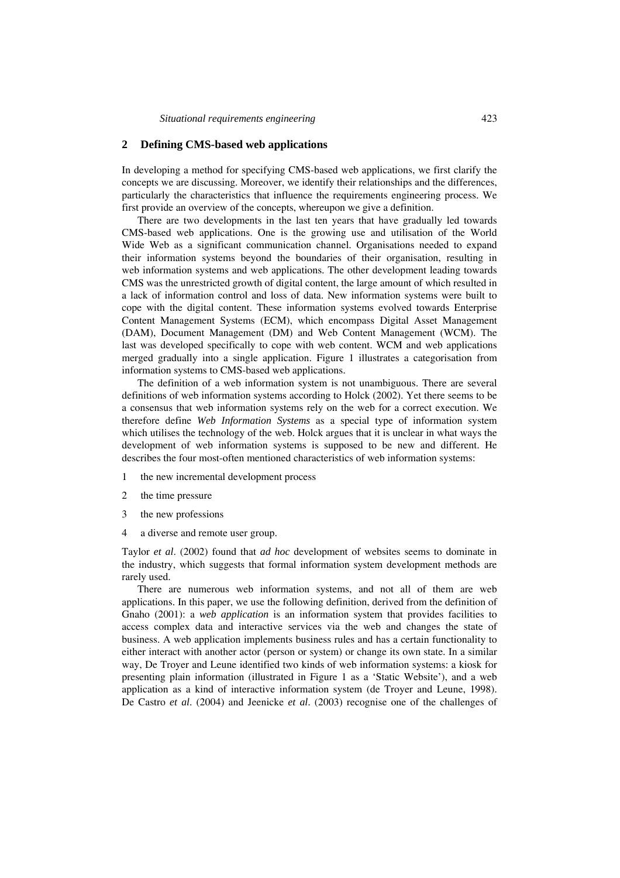## 2 Defining CMS-based web applications

In developing a method for specifying CMS-based web applications, we first clarify the concepts we are discussing. Moreover, we identify their relationships and the differences, particularly the characteristics that influence the requirements engineering process. We first provide an overview of the concepts, whereupon we give a definition.

There are two developments in the last ten years that have gradually led towards CMS-based web applications. One is the growing use and utilisation of the World Wide Web as a significant communication channel. Organisations needed to expand their information systems beyond the boundaries of their organisation, resulting in web information systems and web applications. The other development leading towards CMS was the unrestricted growth of digital content, the large amount of which resulted in a lack of information control and loss of data. New information systems were built to cope with the digital content. These information systems evolved towards Enterprise Content Management Systems (ECM), which encompass Digital Asset Management (DAM), Document Management (DM) and Web Content Management (WCM). The last was developed specifically to cope with web content. WCM and web applications merged gradually into a single application. Figure 1 illustrates a categorisation from information systems to CMS-based web applications.

The definition of a web information system is not unambiguous. There are several definitions of web information systems according to Holck (2002). Yet there seems to be a consensus that web information systems rely on the web for a correct execution. We therefore define *Web Information Systems* as a special type of information system which utilises the technology of the web. Holck argues that it is unclear in what ways the development of web information systems is supposed to be new and different. He describes the four most-often mentioned characteristics of web information systems:

1. the new incremental development process
2. the time pressure
3. the new professions
4. a diverse and remote user group.

Taylor *et al*. (2002) found that *ad hoc* development of websites seems to dominate in the industry, which suggests that formal information system development methods are rarely used.

There are numerous web information systems, and not all of them are web applications. In this paper, we use the following definition, derived from the definition of Gnaho (2001): a *web application* is an information system that provides facilities to access complex data and interactive services via the web and changes the state of business. A web application implements business rules and has a certain functionality to either interact with another actor (person or system) or change its own state. In a similar way, De Troyer and Leune identified two kinds of web information systems: a kiosk for presenting plain information (illustrated in Figure 1 as a 'Static Website'), and a web application as a kind of interactive information system (de Troyer and Leune, 1998). De Castro *et al*. (2004) and Jeenicke *et al*. (2003) recognise one of the challenges of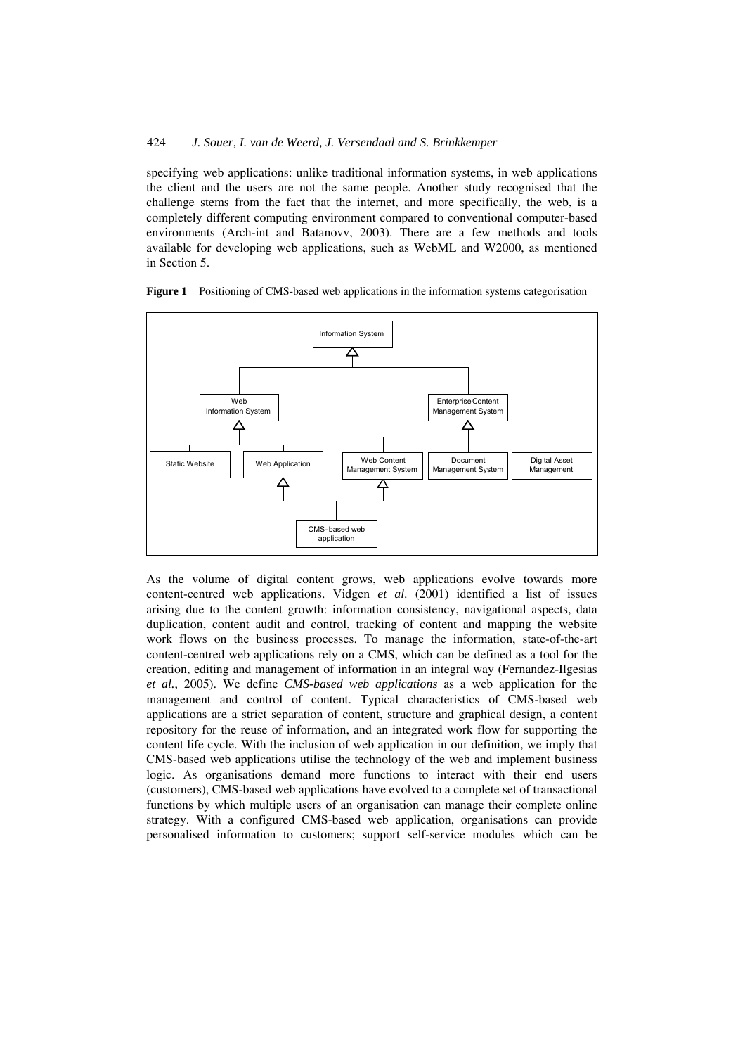specifying web applications: unlike traditional information systems, in web applications the client and the users are not the same people. Another study recognised that the challenge stems from the fact that the internet, and more specifically, the web, is a completely different computing environment compared to conventional computer-based environments (Arch-int and Batanovv, 2003). There are a few methods and tools available for developing web applications, such as WebML and W2000, as mentioned in Section 5.

**Figure 1** Positioning of CMS-based web applications in the information systems categorisation

As the volume of digital content grows, web applications evolve towards more content-centred web applications. Vidgen *et al.* (2001) identified a list of issues arising due to the content growth: information consistency, navigational aspects, data duplication, content audit and control, tracking of content and mapping the website work flows on the business processes. To manage the information, state-of-the-art content-centred web applications rely on a CMS, which can be defined as a tool for the creation, editing and management of information in an integral way (Fernandez-Ilgesias *et al.*, 2005). We define *CMS-based web applications* as a web application for the management and control of content. Typical characteristics of CMS-based web applications are a strict separation of content, structure and graphical design, a content repository for the reuse of information, and an integrated work flow for supporting the content life cycle. With the inclusion of web application in our definition, we imply that CMS-based web applications utilise the technology of the web and implement business logic. As organisations demand more functions to interact with their end users (customers), CMS-based web applications have evolved to a complete set of transactional functions by which multiple users of an organisation can manage their complete online strategy. With a configured CMS-based web application, organisations can provide personalised information to customers; support self-service modules which can be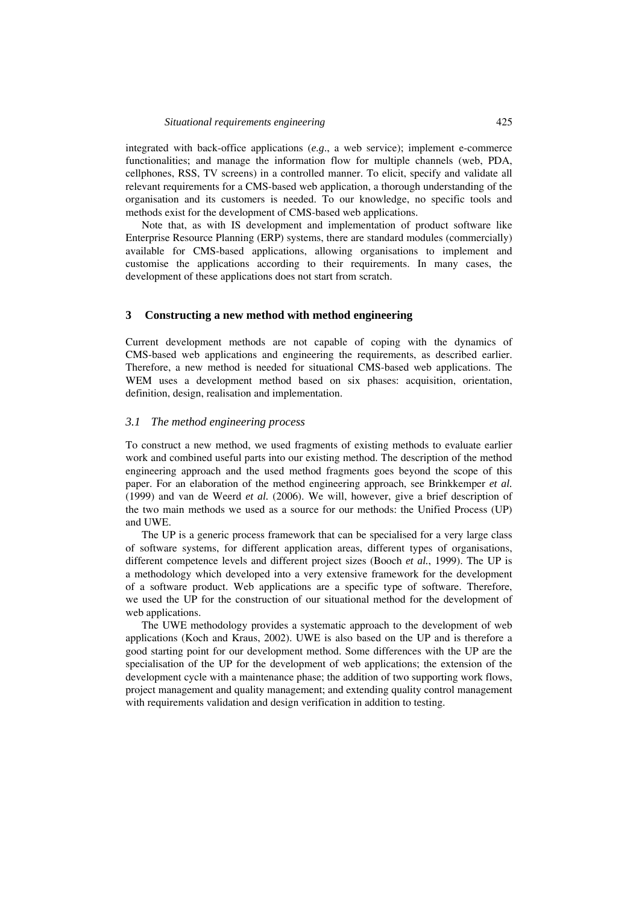integrated with back-office applications (*e.g*., a web service); implement e-commerce functionalities; and manage the information flow for multiple channels (web, PDA, cellphones, RSS, TV screens) in a controlled manner. To elicit, specify and validate all relevant requirements for a CMS-based web application, a thorough understanding of the organisation and its customers is needed. To our knowledge, no specific tools and methods exist for the development of CMS-based web applications.

Note that, as with IS development and implementation of product software like Enterprise Resource Planning (ERP) systems, there are standard modules (commercially) available for CMS-based applications, allowing organisations to implement and customise the applications according to their requirements. In many cases, the development of these applications does not start from scratch.

## 3 Constructing a new method with method engineering

Current development methods are not capable of coping with the dynamics of CMS-based web applications and engineering the requirements, as described earlier. Therefore, a new method is needed for situational CMS-based web applications. The WEM uses a development method based on six phases: acquisition, orientation, definition, design, realisation and implementation.

### *3.1 The method engineering process*

To construct a new method, we used fragments of existing methods to evaluate earlier work and combined useful parts into our existing method. The description of the method engineering approach and the used method fragments goes beyond the scope of this paper. For an elaboration of the method engineering approach, see Brinkkemper *et al.* (1999) and van de Weerd *et al.* (2006). We will, however, give a brief description of the two main methods we used as a source for our methods: the Unified Process (UP) and UWE.

The UP is a generic process framework that can be specialised for a very large class of software systems, for different application areas, different types of organisations, different competence levels and different project sizes (Booch *et al.*, 1999). The UP is a methodology which developed into a very extensive framework for the development of a software product. Web applications are a specific type of software. Therefore, we used the UP for the construction of our situational method for the development of web applications.

The UWE methodology provides a systematic approach to the development of web applications (Koch and Kraus, 2002). UWE is also based on the UP and is therefore a good starting point for our development method. Some differences with the UP are the specialisation of the UP for the development of web applications; the extension of the development cycle with a maintenance phase; the addition of two supporting work flows, project management and quality management; and extending quality control management with requirements validation and design verification in addition to testing.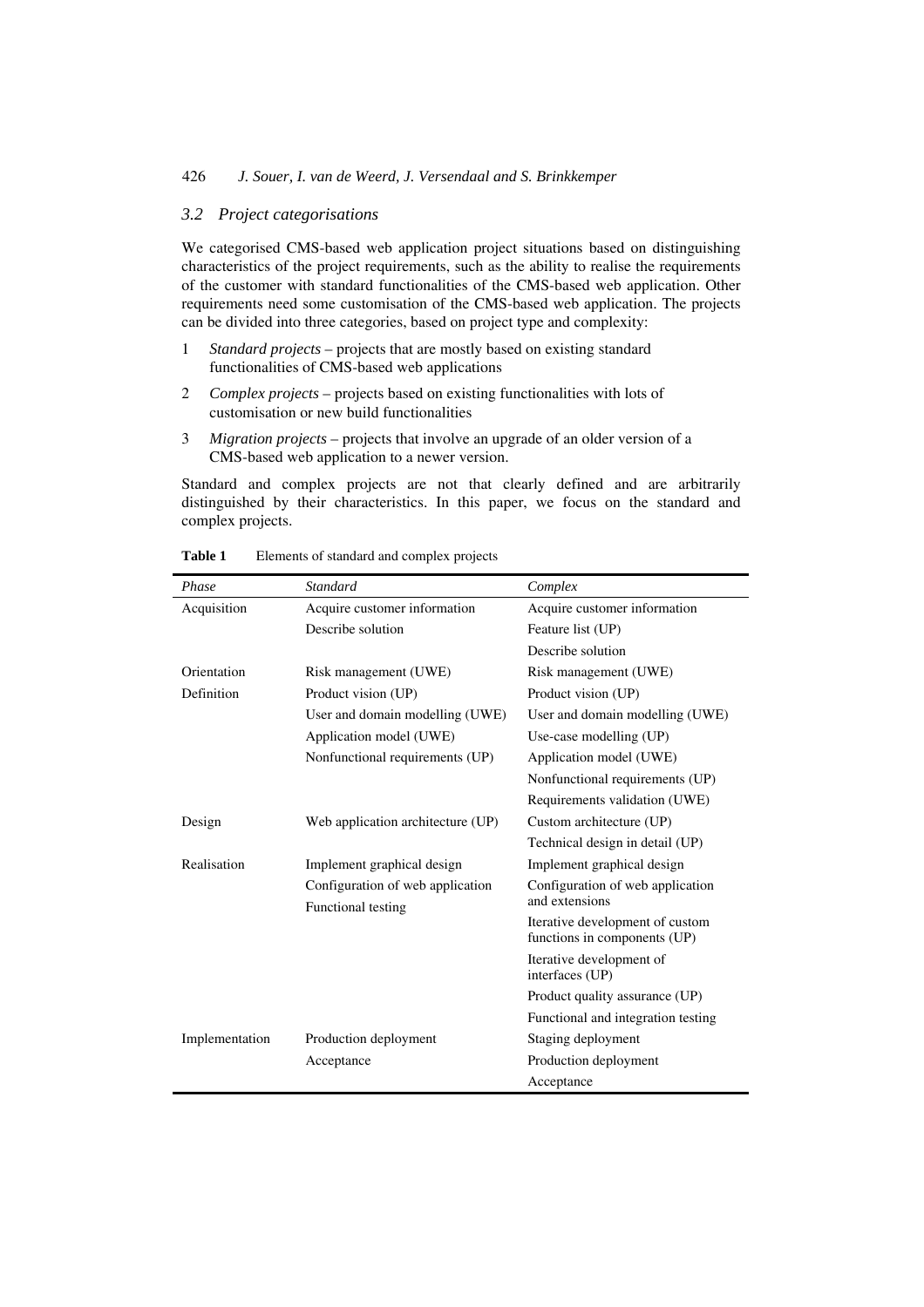### 3.2 Project categorisations

We categorised CMS-based web application project situations based on distinguishing characteristics of the project requirements, such as the ability to realise the requirements of the customer with standard functionalities of the CMS-based web application. Other requirements need some customisation of the CMS-based web application. The projects can be divided into three categories, based on project type and complexity:

1. *Standard projects* – projects that are mostly based on existing standard functionalities of CMS-based web applications
2. *Complex projects* – projects based on existing functionalities with lots of customisation or new build functionalities
3. *Migration projects* – projects that involve an upgrade of an older version of a CMS-based web application to a newer version.

Standard and complex projects are not that clearly defined and are arbitrarily distinguished by their characteristics. In this paper, we focus on the standard and complex projects.

**Table 1** Elements of standard and complex projects

| *Phase* | *Standard* | *Complex* |
|---|---|---|
| Acquisition | Acquire customer information | Acquire customer information |
| | Describe solution | Feature list (UP) |
| | | Describe solution |
| Orientation | Risk management (UWE) | Risk management (UWE) |
| Definition | Product vision (UP) | Product vision (UP) |
| | User and domain modelling (UWE) | User and domain modelling (UWE) |
| | Application model (UWE) | Use-case modelling (UP) |
| | Nonfunctional requirements (UP) | Application model (UWE) |
| | | Nonfunctional requirements (UP) |
| | | Requirements validation (UWE) |
| Design | Web application architecture (UP) | Custom architecture (UP) |
| | | Technical design in detail (UP) |
| Realisation | Implement graphical design | Implement graphical design |
| | Configuration of web application | Configuration of web application and extensions |
| | Functional testing | Iterative development of custom functions in components (UP) |
| | | Iterative development of interfaces (UP) |
| | | Product quality assurance (UP) |
| | | Functional and integration testing |
| Implementation | Production deployment | Staging deployment |
| | Acceptance | Production deployment |
| | | Acceptance |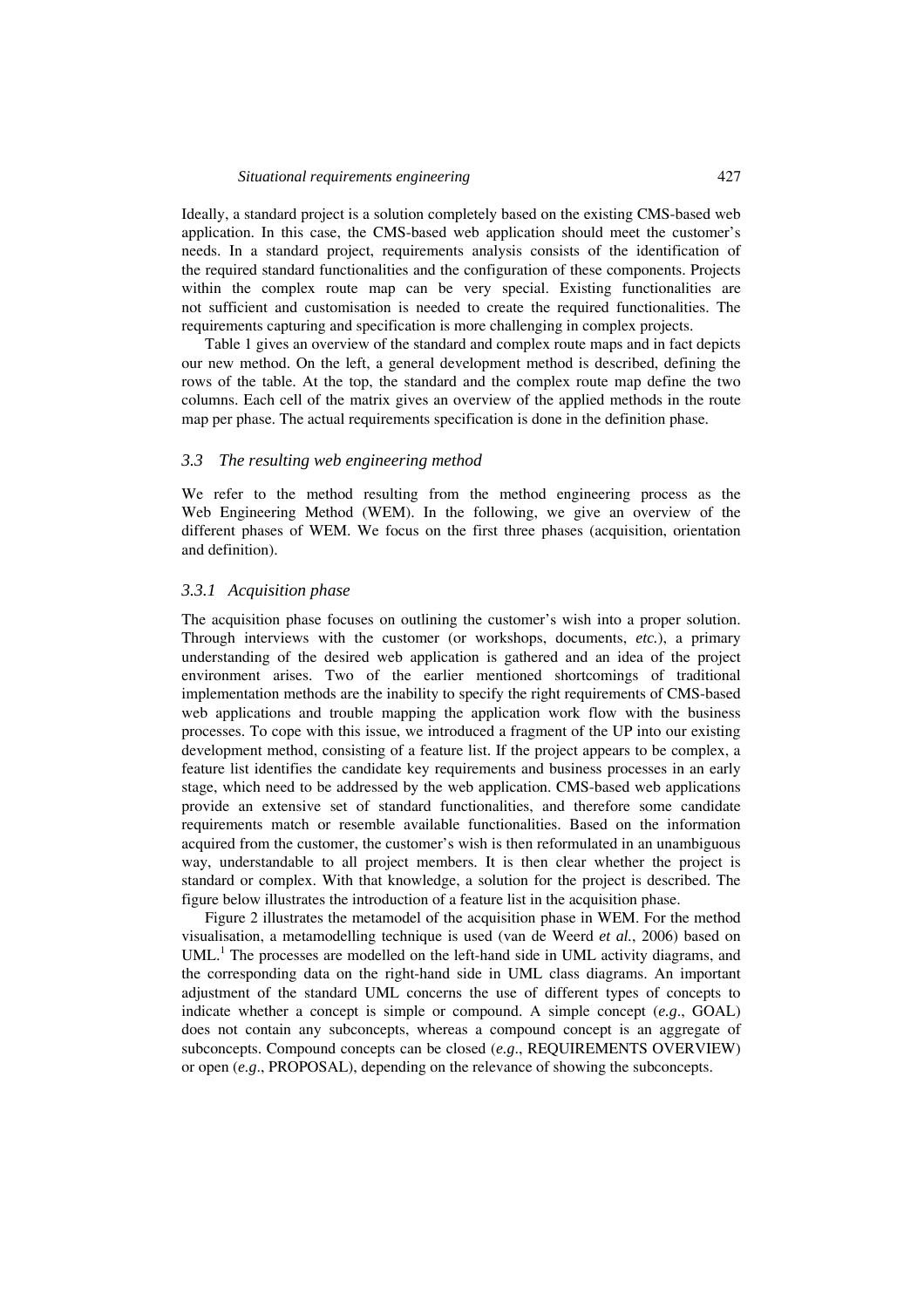Ideally, a standard project is a solution completely based on the existing CMS-based web application. In this case, the CMS-based web application should meet the customer's needs. In a standard project, requirements analysis consists of the identification of the required standard functionalities and the configuration of these components. Projects within the complex route map can be very special. Existing functionalities are not sufficient and customisation is needed to create the required functionalities. The requirements capturing and specification is more challenging in complex projects.

Table 1 gives an overview of the standard and complex route maps and in fact depicts our new method. On the left, a general development method is described, defining the rows of the table. At the top, the standard and the complex route map define the two columns. Each cell of the matrix gives an overview of the applied methods in the route map per phase. The actual requirements specification is done in the definition phase.

### *3.3 The resulting web engineering method*

We refer to the method resulting from the method engineering process as the Web Engineering Method (WEM). In the following, we give an overview of the different phases of WEM. We focus on the first three phases (acquisition, orientation and definition).

#### *3.3.1 Acquisition phase*

The acquisition phase focuses on outlining the customer's wish into a proper solution. Through interviews with the customer (or workshops, documents, *etc.*), a primary understanding of the desired web application is gathered and an idea of the project environment arises. Two of the earlier mentioned shortcomings of traditional implementation methods are the inability to specify the right requirements of CMS-based web applications and trouble mapping the application work flow with the business processes. To cope with this issue, we introduced a fragment of the UP into our existing development method, consisting of a feature list. If the project appears to be complex, a feature list identifies the candidate key requirements and business processes in an early stage, which need to be addressed by the web application. CMS-based web applications provide an extensive set of standard functionalities, and therefore some candidate requirements match or resemble available functionalities. Based on the information acquired from the customer, the customer's wish is then reformulated in an unambiguous way, understandable to all project members. It is then clear whether the project is standard or complex. With that knowledge, a solution for the project is described. The figure below illustrates the introduction of a feature list in the acquisition phase.

Figure 2 illustrates the metamodel of the acquisition phase in WEM. For the method visualisation, a metamodelling technique is used (van de Weerd *et al.*, 2006) based on UML.[1] The processes are modelled on the left-hand side in UML activity diagrams, and the corresponding data on the right-hand side in UML class diagrams. An important adjustment of the standard UML concerns the use of different types of concepts to indicate whether a concept is simple or compound. A simple concept (*e.g.*, GOAL) does not contain any subconcepts, whereas a compound concept is an aggregate of subconcepts. Compound concepts can be closed (*e.g.*, REQUIREMENTS OVERVIEW) or open (*e.g.*, PROPOSAL), depending on the relevance of showing the subconcepts.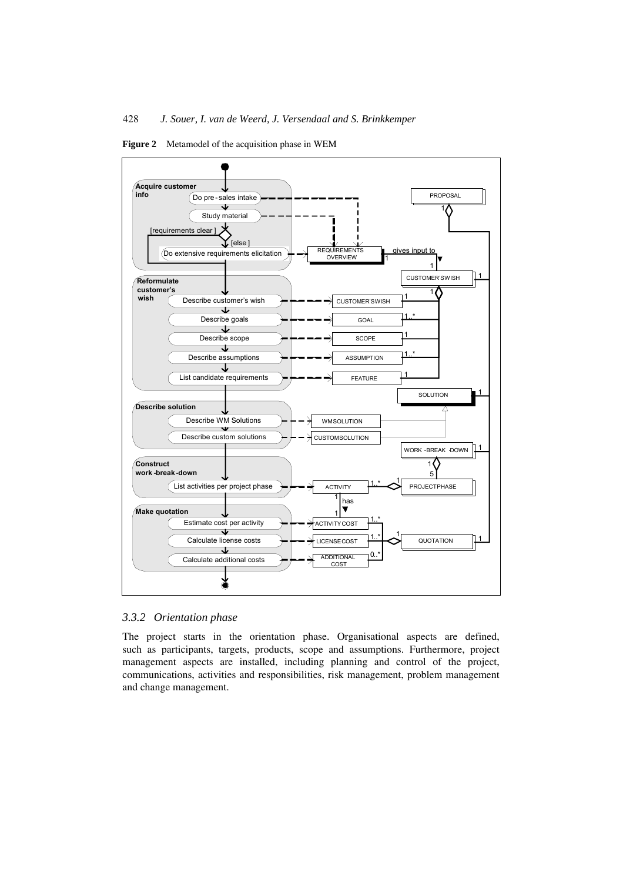**Figure 2** Metamodel of the acquisition phase in WEM

### 3.3.2 Orientation phase

The project starts in the orientation phase. Organisational aspects are defined, such as participants, targets, products, scope and assumptions. Furthermore, project management aspects are installed, including planning and control of the project, communications, activities and responsibilities, risk management, problem management and change management.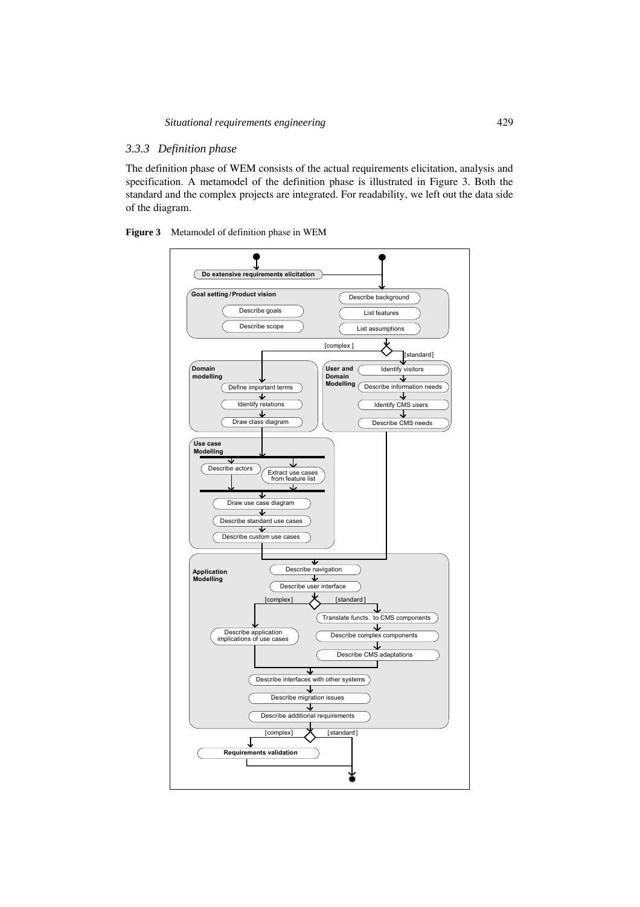### 3.3.3 Definition phase

The definition phase of WEM consists of the actual requirements elicitation, analysis and specification. A metamodel of the definition phase is illustrated in Figure 3. Both the standard and the complex projects are integrated. For readability, we left out the data side of the diagram.

**Figure 3** Metamodel of definition phase in WEM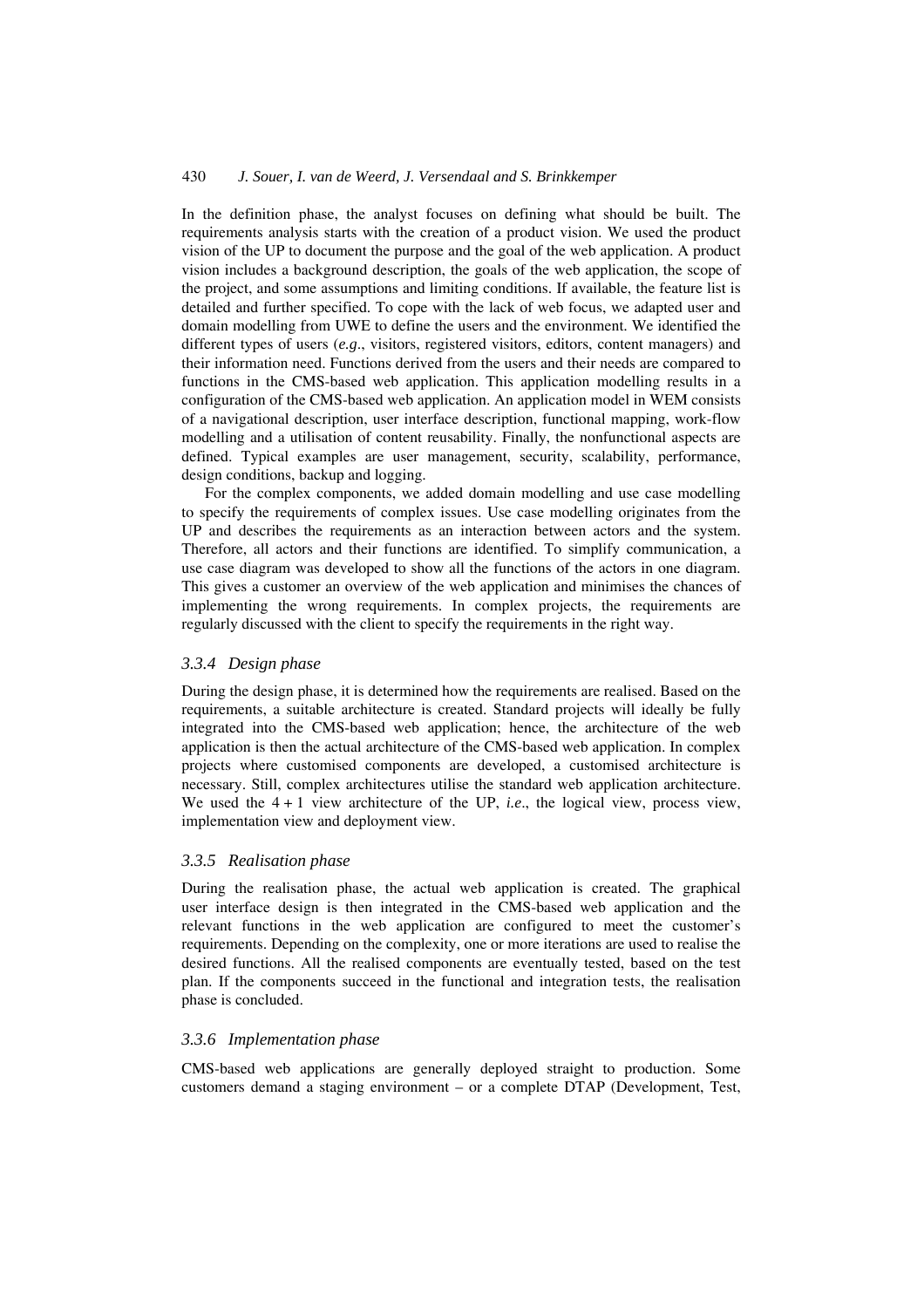In the definition phase, the analyst focuses on defining what should be built. The requirements analysis starts with the creation of a product vision. We used the product vision of the UP to document the purpose and the goal of the web application. A product vision includes a background description, the goals of the web application, the scope of the project, and some assumptions and limiting conditions. If available, the feature list is detailed and further specified. To cope with the lack of web focus, we adapted user and domain modelling from UWE to define the users and the environment. We identified the different types of users (*e.g.*, visitors, registered visitors, editors, content managers) and their information need. Functions derived from the users and their needs are compared to functions in the CMS-based web application. This application modelling results in a configuration of the CMS-based web application. An application model in WEM consists of a navigational description, user interface description, functional mapping, work-flow modelling and a utilisation of content reusability. Finally, the nonfunctional aspects are defined. Typical examples are user management, security, scalability, performance, design conditions, backup and logging.

For the complex components, we added domain modelling and use case modelling to specify the requirements of complex issues. Use case modelling originates from the UP and describes the requirements as an interaction between actors and the system. Therefore, all actors and their functions are identified. To simplify communication, a use case diagram was developed to show all the functions of the actors in one diagram. This gives a customer an overview of the web application and minimises the chances of implementing the wrong requirements. In complex projects, the requirements are regularly discussed with the client to specify the requirements in the right way.

### *3.3.4 Design phase*

During the design phase, it is determined how the requirements are realised. Based on the requirements, a suitable architecture is created. Standard projects will ideally be fully integrated into the CMS-based web application; hence, the architecture of the web application is then the actual architecture of the CMS-based web application. In complex projects where customised components are developed, a customised architecture is necessary. Still, complex architectures utilise the standard web application architecture. We used the 4 + 1 view architecture of the UP, *i.e.*, the logical view, process view, implementation view and deployment view.

### *3.3.5 Realisation phase*

During the realisation phase, the actual web application is created. The graphical user interface design is then integrated in the CMS-based web application and the relevant functions in the web application are configured to meet the customer's requirements. Depending on the complexity, one or more iterations are used to realise the desired functions. All the realised components are eventually tested, based on the test plan. If the components succeed in the functional and integration tests, the realisation phase is concluded.

### *3.3.6 Implementation phase*

CMS-based web applications are generally deployed straight to production. Some customers demand a staging environment – or a complete DTAP (Development, Test,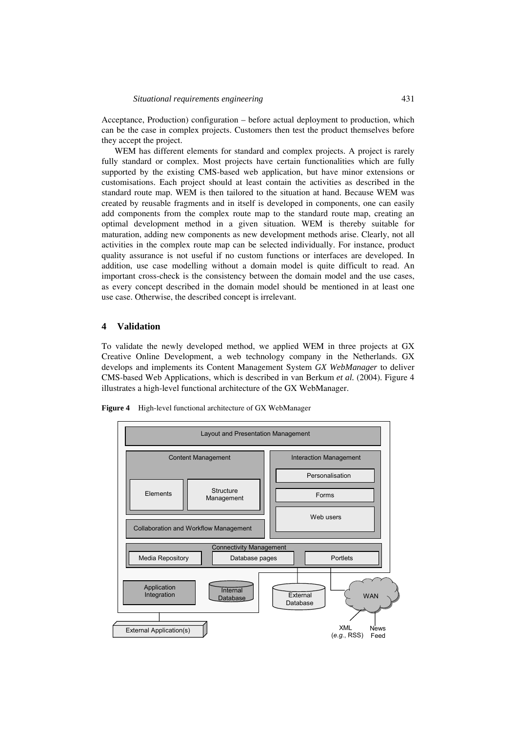Acceptance, Production) configuration – before actual deployment to production, which can be the case in complex projects. Customers then test the product themselves before they accept the project.

WEM has different elements for standard and complex projects. A project is rarely fully standard or complex. Most projects have certain functionalities which are fully supported by the existing CMS-based web application, but have minor extensions or customisations. Each project should at least contain the activities as described in the standard route map. WEM is then tailored to the situation at hand. Because WEM was created by reusable fragments and in itself is developed in components, one can easily add components from the complex route map to the standard route map, creating an optimal development method in a given situation. WEM is thereby suitable for maturation, adding new components as new development methods arise. Clearly, not all activities in the complex route map can be selected individually. For instance, product quality assurance is not useful if no custom functions or interfaces are developed. In addition, use case modelling without a domain model is quite difficult to read. An important cross-check is the consistency between the domain model and the use cases, as every concept described in the domain model should be mentioned in at least one use case. Otherwise, the described concept is irrelevant.

## 4 Validation

To validate the newly developed method, we applied WEM in three projects at GX Creative Online Development, a web technology company in the Netherlands. GX develops and implements its Content Management System *GX WebManager* to deliver CMS-based Web Applications, which is described in van Berkum *et al.* (2004). Figure 4 illustrates a high-level functional architecture of the GX WebManager.

**Figure 4** High-level functional architecture of GX WebManager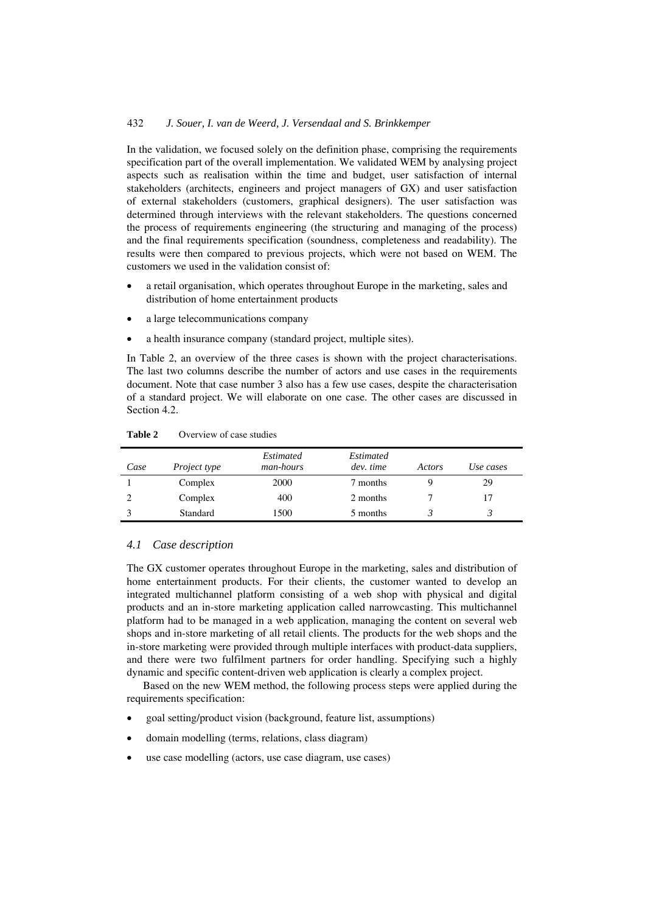In the validation, we focused solely on the definition phase, comprising the requirements specification part of the overall implementation. We validated WEM by analysing project aspects such as realisation within the time and budget, user satisfaction of internal stakeholders (architects, engineers and project managers of GX) and user satisfaction of external stakeholders (customers, graphical designers). The user satisfaction was determined through interviews with the relevant stakeholders. The questions concerned the process of requirements engineering (the structuring and managing of the process) and the final requirements specification (soundness, completeness and readability). The results were then compared to previous projects, which were not based on WEM. The customers we used in the validation consist of:

- a retail organisation, which operates throughout Europe in the marketing, sales and distribution of home entertainment products
- a large telecommunications company
- a health insurance company (standard project, multiple sites).

In Table 2, an overview of the three cases is shown with the project characterisations. The last two columns describe the number of actors and use cases in the requirements document. Note that case number 3 also has a few use cases, despite the characterisation of a standard project. We will elaborate on one case. The other cases are discussed in Section 4.2.

**Table 2** Overview of case studies

| *Case* | *Project type* | *Estimated man-hours* | *Estimated dev. time* | *Actors* | *Use cases* |
|---|---|---|---|---|---|
| 1 | Complex | 2000 | 7 months | 9 | 29 |
| 2 | Complex | 400 | 2 months | 7 | 17 |
| 3 | Standard | 1500 | 5 months | *3* | *3* |

### *4.1 Case description*

The GX customer operates throughout Europe in the marketing, sales and distribution of home entertainment products. For their clients, the customer wanted to develop an integrated multichannel platform consisting of a web shop with physical and digital products and an in-store marketing application called narrowcasting. This multichannel platform had to be managed in a web application, managing the content on several web shops and in-store marketing of all retail clients. The products for the web shops and the in-store marketing were provided through multiple interfaces with product-data suppliers, and there were two fulfilment partners for order handling. Specifying such a highly dynamic and specific content-driven web application is clearly a complex project.

Based on the new WEM method, the following process steps were applied during the requirements specification:

- goal setting/product vision (background, feature list, assumptions)
- domain modelling (terms, relations, class diagram)
- use case modelling (actors, use case diagram, use cases)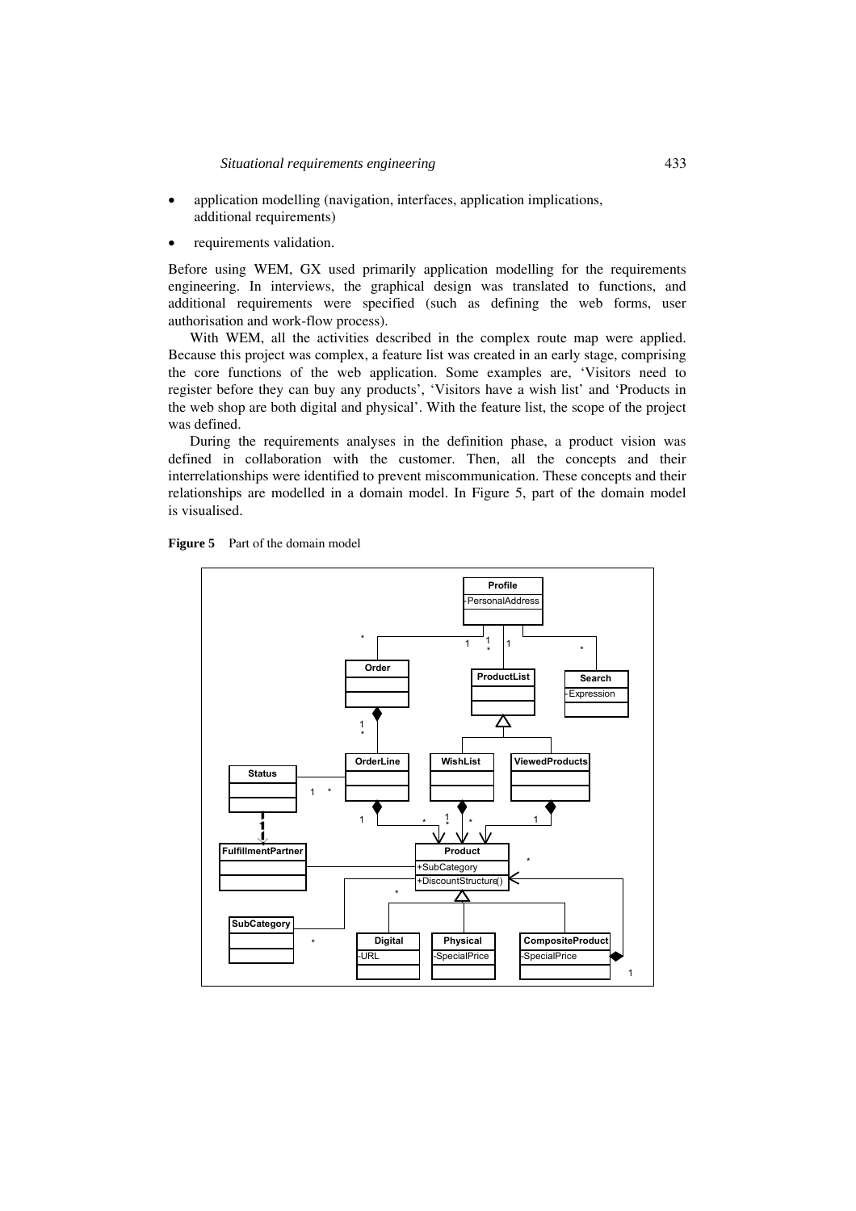- application modelling (navigation, interfaces, application implications, additional requirements)
- requirements validation.

Before using WEM, GX used primarily application modelling for the requirements engineering. In interviews, the graphical design was translated to functions, and additional requirements were specified (such as defining the web forms, user authorisation and work-flow process).

With WEM, all the activities described in the complex route map were applied. Because this project was complex, a feature list was created in an early stage, comprising the core functions of the web application. Some examples are, 'Visitors need to register before they can buy any products', 'Visitors have a wish list' and 'Products in the web shop are both digital and physical'. With the feature list, the scope of the project was defined.

During the requirements analyses in the definition phase, a product vision was defined in collaboration with the customer. Then, all the concepts and their interrelationships were identified to prevent miscommunication. These concepts and their relationships are modelled in a domain model. In Figure 5, part of the domain model is visualised.

**Figure 5** Part of the domain model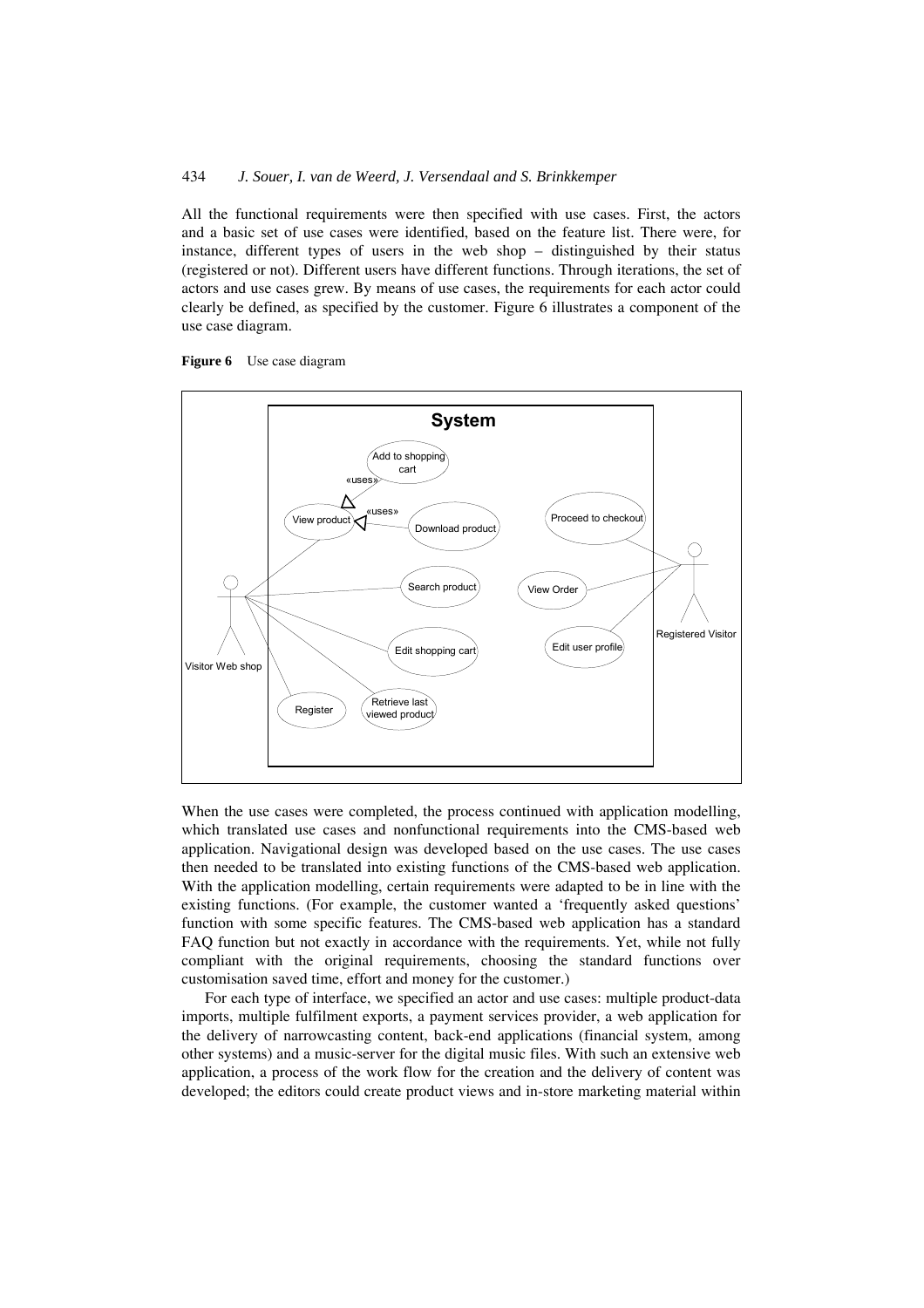All the functional requirements were then specified with use cases. First, the actors and a basic set of use cases were identified, based on the feature list. There were, for instance, different types of users in the web shop – distinguished by their status (registered or not). Different users have different functions. Through iterations, the set of actors and use cases grew. By means of use cases, the requirements for each actor could clearly be defined, as specified by the customer. Figure 6 illustrates a component of the use case diagram.

**Figure 6** Use case diagram

When the use cases were completed, the process continued with application modelling, which translated use cases and nonfunctional requirements into the CMS-based web application. Navigational design was developed based on the use cases. The use cases then needed to be translated into existing functions of the CMS-based web application. With the application modelling, certain requirements were adapted to be in line with the existing functions. (For example, the customer wanted a 'frequently asked questions' function with some specific features. The CMS-based web application has a standard FAQ function but not exactly in accordance with the requirements. Yet, while not fully compliant with the original requirements, choosing the standard functions over customisation saved time, effort and money for the customer.)

For each type of interface, we specified an actor and use cases: multiple product-data imports, multiple fulfilment exports, a payment services provider, a web application for the delivery of narrowcasting content, back-end applications (financial system, among other systems) and a music-server for the digital music files. With such an extensive web application, a process of the work flow for the creation and the delivery of content was developed; the editors could create product views and in-store marketing material within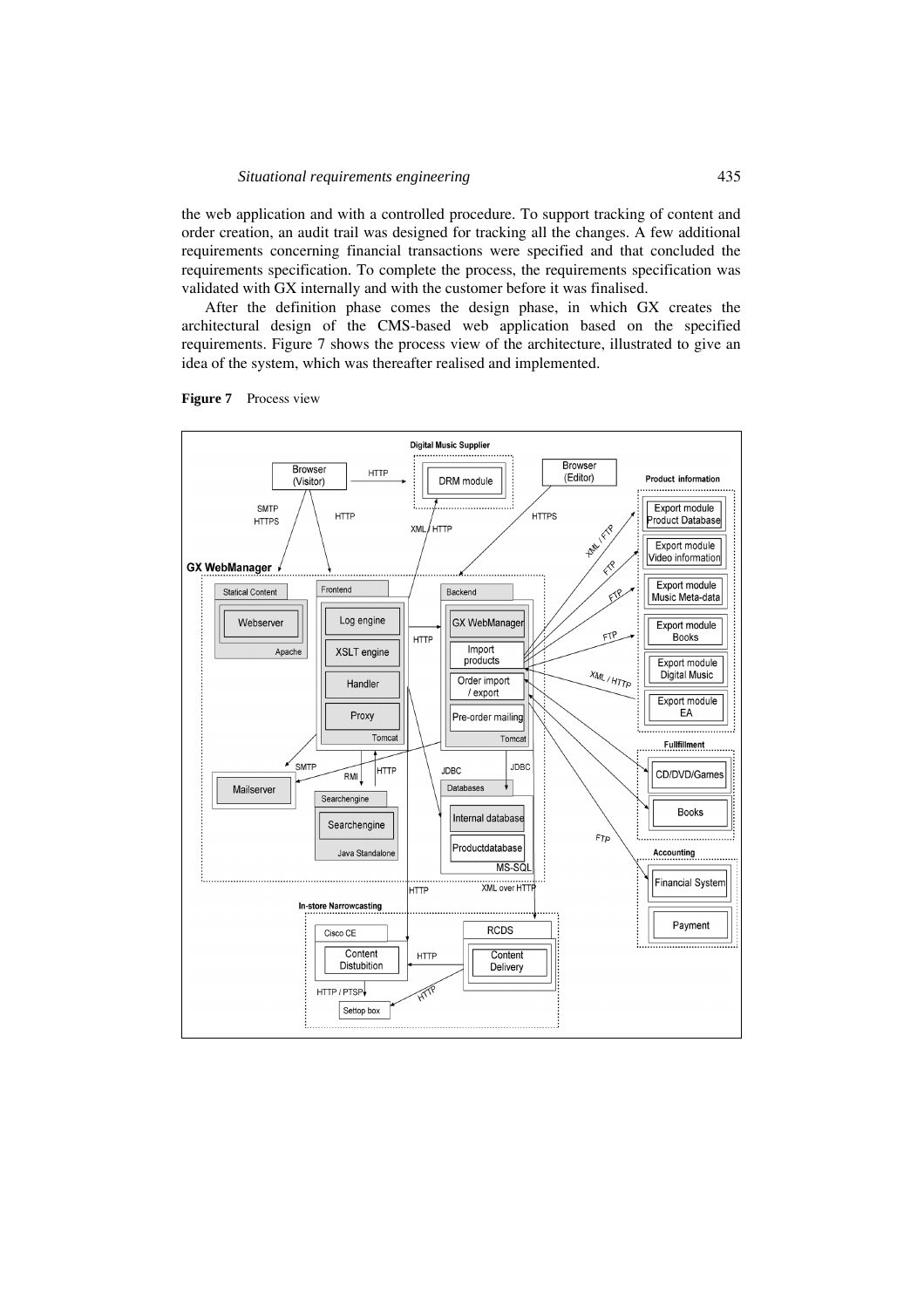the web application and with a controlled procedure. To support tracking of content and order creation, an audit trail was designed for tracking all the changes. A few additional requirements concerning financial transactions were specified and that concluded the requirements specification. To complete the process, the requirements specification was validated with GX internally and with the customer before it was finalised.

After the definition phase comes the design phase, in which GX creates the architectural design of the CMS-based web application based on the specified requirements. Figure 7 shows the process view of the architecture, illustrated to give an idea of the system, which was thereafter realised and implemented.

**Figure 7** Process view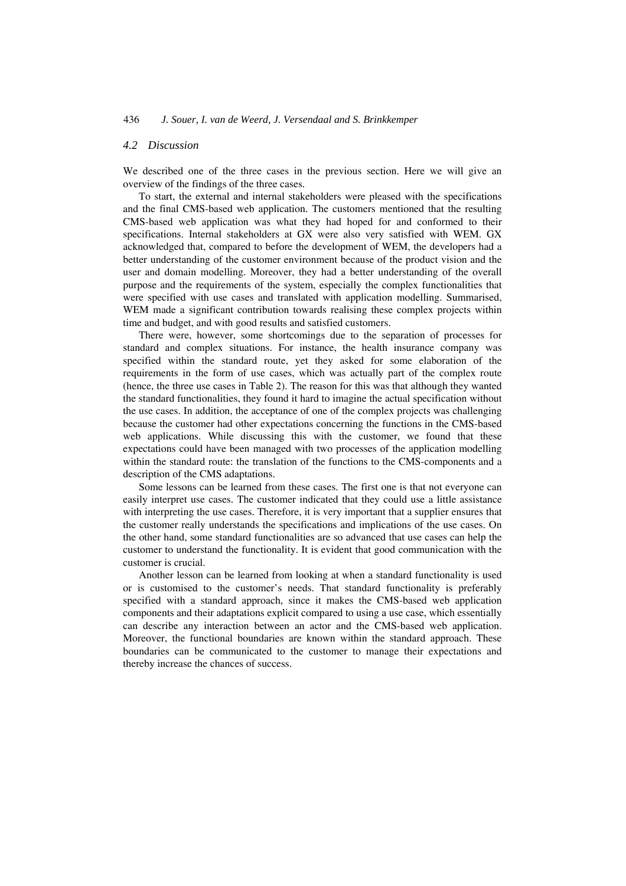### *4.2 Discussion*

We described one of the three cases in the previous section. Here we will give an overview of the findings of the three cases.

To start, the external and internal stakeholders were pleased with the specifications and the final CMS-based web application. The customers mentioned that the resulting CMS-based web application was what they had hoped for and conformed to their specifications. Internal stakeholders at GX were also very satisfied with WEM. GX acknowledged that, compared to before the development of WEM, the developers had a better understanding of the customer environment because of the product vision and the user and domain modelling. Moreover, they had a better understanding of the overall purpose and the requirements of the system, especially the complex functionalities that were specified with use cases and translated with application modelling. Summarised, WEM made a significant contribution towards realising these complex projects within time and budget, and with good results and satisfied customers.

There were, however, some shortcomings due to the separation of processes for standard and complex situations. For instance, the health insurance company was specified within the standard route, yet they asked for some elaboration of the requirements in the form of use cases, which was actually part of the complex route (hence, the three use cases in Table 2). The reason for this was that although they wanted the standard functionalities, they found it hard to imagine the actual specification without the use cases. In addition, the acceptance of one of the complex projects was challenging because the customer had other expectations concerning the functions in the CMS-based web applications. While discussing this with the customer, we found that these expectations could have been managed with two processes of the application modelling within the standard route: the translation of the functions to the CMS-components and a description of the CMS adaptations.

Some lessons can be learned from these cases. The first one is that not everyone can easily interpret use cases. The customer indicated that they could use a little assistance with interpreting the use cases. Therefore, it is very important that a supplier ensures that the customer really understands the specifications and implications of the use cases. On the other hand, some standard functionalities are so advanced that use cases can help the customer to understand the functionality. It is evident that good communication with the customer is crucial.

Another lesson can be learned from looking at when a standard functionality is used or is customised to the customer's needs. That standard functionality is preferably specified with a standard approach, since it makes the CMS-based web application components and their adaptations explicit compared to using a use case, which essentially can describe any interaction between an actor and the CMS-based web application. Moreover, the functional boundaries are known within the standard approach. These boundaries can be communicated to the customer to manage their expectations and thereby increase the chances of success.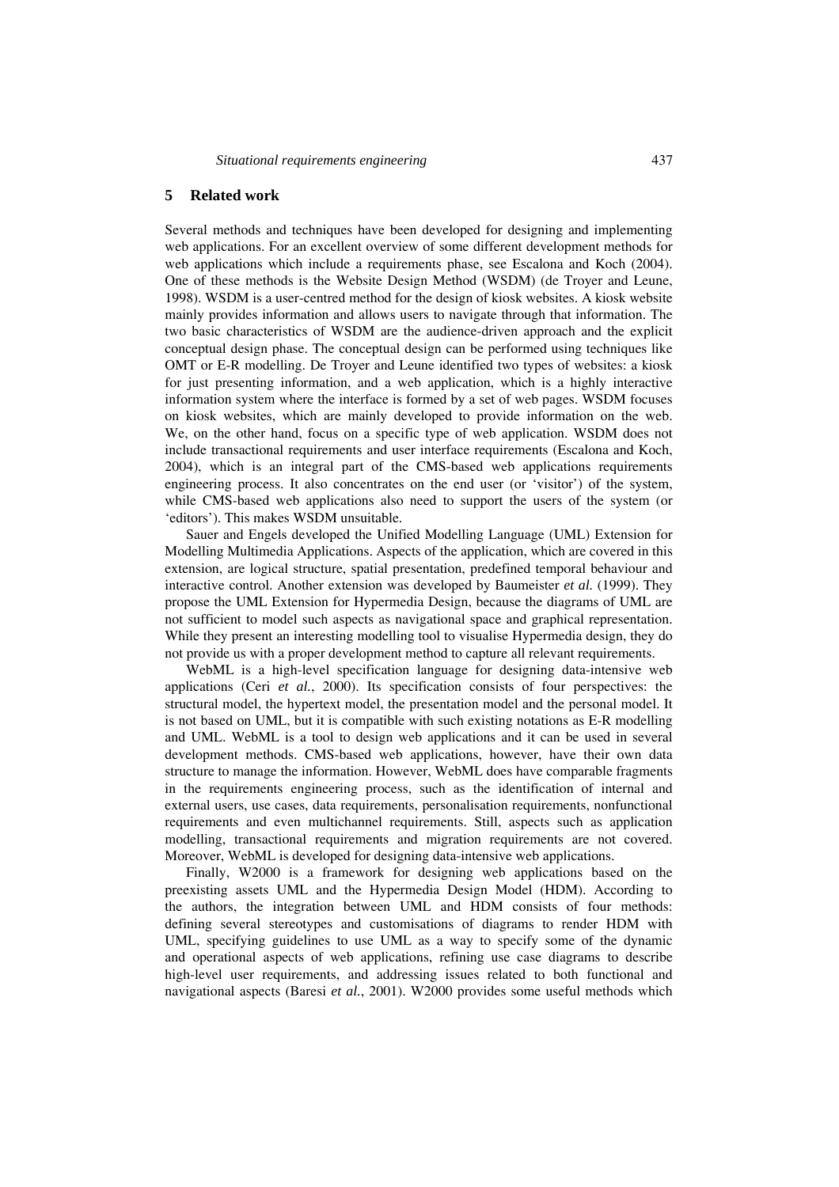## 5 Related work

Several methods and techniques have been developed for designing and implementing web applications. For an excellent overview of some different development methods for web applications which include a requirements phase, see Escalona and Koch (2004). One of these methods is the Website Design Method (WSDM) (de Troyer and Leune, 1998). WSDM is a user-centred method for the design of kiosk websites. A kiosk website mainly provides information and allows users to navigate through that information. The two basic characteristics of WSDM are the audience-driven approach and the explicit conceptual design phase. The conceptual design can be performed using techniques like OMT or E-R modelling. De Troyer and Leune identified two types of websites: a kiosk for just presenting information, and a web application, which is a highly interactive information system where the interface is formed by a set of web pages. WSDM focuses on kiosk websites, which are mainly developed to provide information on the web. We, on the other hand, focus on a specific type of web application. WSDM does not include transactional requirements and user interface requirements (Escalona and Koch, 2004), which is an integral part of the CMS-based web applications requirements engineering process. It also concentrates on the end user (or 'visitor') of the system, while CMS-based web applications also need to support the users of the system (or 'editors'). This makes WSDM unsuitable.

Sauer and Engels developed the Unified Modelling Language (UML) Extension for Modelling Multimedia Applications. Aspects of the application, which are covered in this extension, are logical structure, spatial presentation, predefined temporal behaviour and interactive control. Another extension was developed by Baumeister *et al.* (1999). They propose the UML Extension for Hypermedia Design, because the diagrams of UML are not sufficient to model such aspects as navigational space and graphical representation. While they present an interesting modelling tool to visualise Hypermedia design, they do not provide us with a proper development method to capture all relevant requirements.

WebML is a high-level specification language for designing data-intensive web applications (Ceri *et al.*, 2000). Its specification consists of four perspectives: the structural model, the hypertext model, the presentation model and the personal model. It is not based on UML, but it is compatible with such existing notations as E-R modelling and UML. WebML is a tool to design web applications and it can be used in several development methods. CMS-based web applications, however, have their own data structure to manage the information. However, WebML does have comparable fragments in the requirements engineering process, such as the identification of internal and external users, use cases, data requirements, personalisation requirements, nonfunctional requirements and even multichannel requirements. Still, aspects such as application modelling, transactional requirements and migration requirements are not covered. Moreover, WebML is developed for designing data-intensive web applications.

Finally, W2000 is a framework for designing web applications based on the preexisting assets UML and the Hypermedia Design Model (HDM). According to the authors, the integration between UML and HDM consists of four methods: defining several stereotypes and customisations of diagrams to render HDM with UML, specifying guidelines to use UML as a way to specify some of the dynamic and operational aspects of web applications, refining use case diagrams to describe high-level user requirements, and addressing issues related to both functional and navigational aspects (Baresi *et al.*, 2001). W2000 provides some useful methods which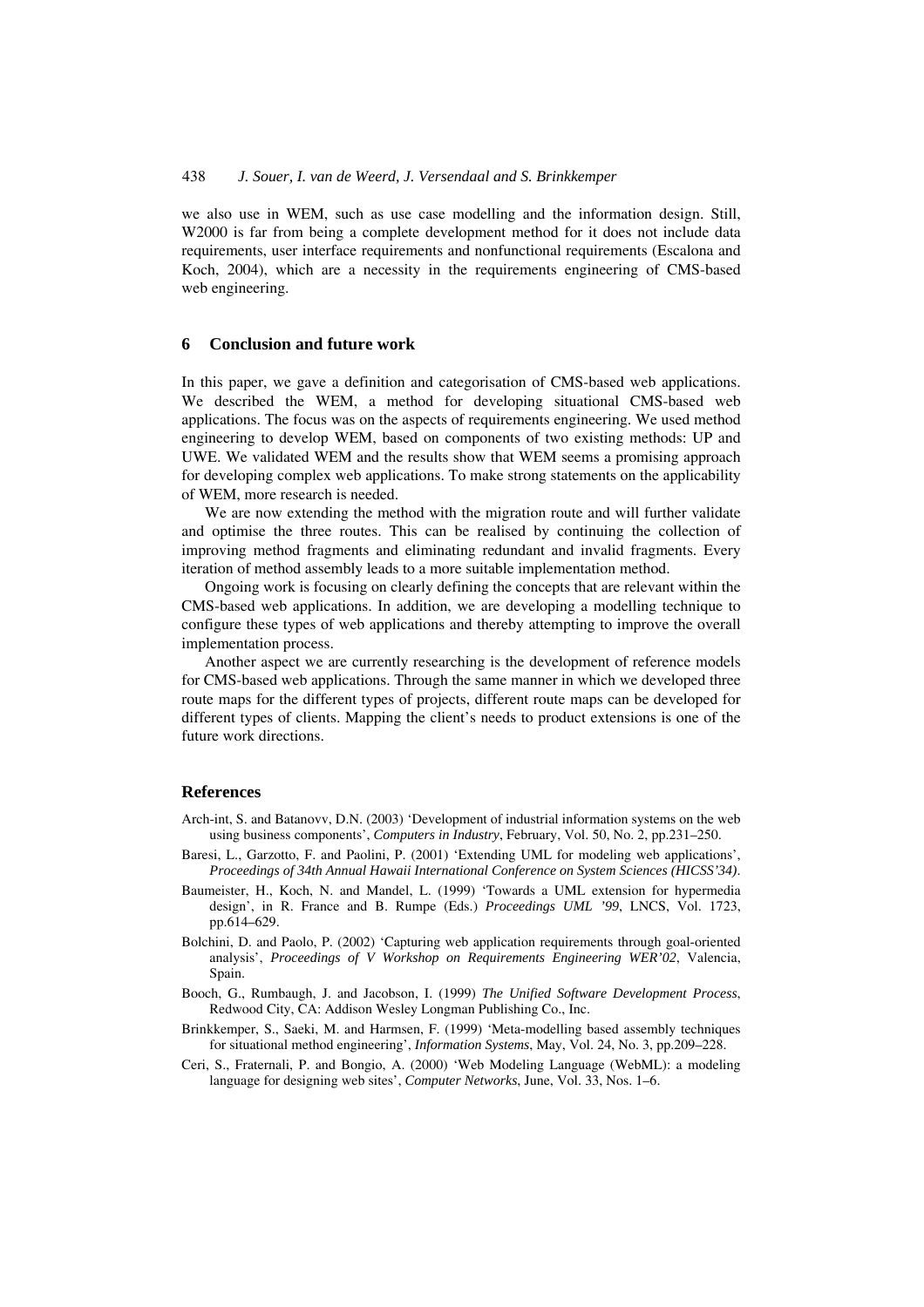we also use in WEM, such as use case modelling and the information design. Still, W2000 is far from being a complete development method for it does not include data requirements, user interface requirements and nonfunctional requirements (Escalona and Koch, 2004), which are a necessity in the requirements engineering of CMS-based web engineering.

## 6 Conclusion and future work

In this paper, we gave a definition and categorisation of CMS-based web applications. We described the WEM, a method for developing situational CMS-based web applications. The focus was on the aspects of requirements engineering. We used method engineering to develop WEM, based on components of two existing methods: UP and UWE. We validated WEM and the results show that WEM seems a promising approach for developing complex web applications. To make strong statements on the applicability of WEM, more research is needed.

We are now extending the method with the migration route and will further validate and optimise the three routes. This can be realised by continuing the collection of improving method fragments and eliminating redundant and invalid fragments. Every iteration of method assembly leads to a more suitable implementation method.

Ongoing work is focusing on clearly defining the concepts that are relevant within the CMS-based web applications. In addition, we are developing a modelling technique to configure these types of web applications and thereby attempting to improve the overall implementation process.

Another aspect we are currently researching is the development of reference models for CMS-based web applications. Through the same manner in which we developed three route maps for the different types of projects, different route maps can be developed for different types of clients. Mapping the client's needs to product extensions is one of the future work directions.

## References

Arch-int, S. and Batanovv, D.N. (2003) 'Development of industrial information systems on the web using business components', *Computers in Industry*, February, Vol. 50, No. 2, pp.231–250.

Baresi, L., Garzotto, F. and Paolini, P. (2001) 'Extending UML for modeling web applications', *Proceedings of 34th Annual Hawaii International Conference on System Sciences (HICSS'34)*.

Baumeister, H., Koch, N. and Mandel, L. (1999) 'Towards a UML extension for hypermedia design', in R. France and B. Rumpe (Eds.) *Proceedings UML '99*, LNCS, Vol. 1723, pp.614–629.

Bolchini, D. and Paolo, P. (2002) 'Capturing web application requirements through goal-oriented analysis', *Proceedings of V Workshop on Requirements Engineering WER'02*, Valencia, Spain.

Booch, G., Rumbaugh, J. and Jacobson, I. (1999) *The Unified Software Development Process*, Redwood City, CA: Addison Wesley Longman Publishing Co., Inc.

Brinkkemper, S., Saeki, M. and Harmsen, F. (1999) 'Meta-modelling based assembly techniques for situational method engineering', *Information Systems*, May, Vol. 24, No. 3, pp.209–228.

Ceri, S., Fraternali, P. and Bongio, A. (2000) 'Web Modeling Language (WebML): a modeling language for designing web sites', *Computer Networks*, June, Vol. 33, Nos. 1–6.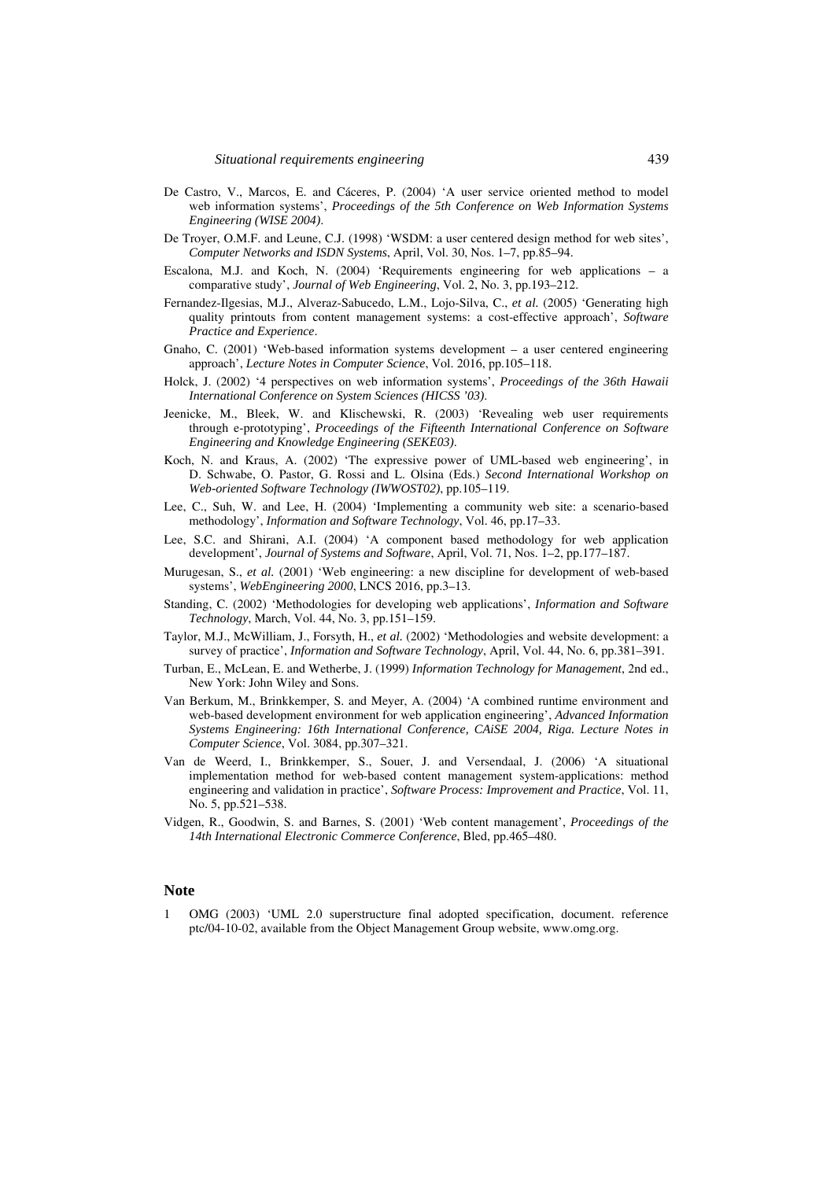De Castro, V., Marcos, E. and Cáceres, P. (2004) 'A user service oriented method to model web information systems', *Proceedings of the 5th Conference on Web Information Systems Engineering (WISE 2004)*.

De Troyer, O.M.F. and Leune, C.J. (1998) 'WSDM: a user centered design method for web sites', *Computer Networks and ISDN Systems*, April, Vol. 30, Nos. 1–7, pp.85–94.

Escalona, M.J. and Koch, N. (2004) 'Requirements engineering for web applications – a comparative study', *Journal of Web Engineering*, Vol. 2, No. 3, pp.193–212.

Fernandez-Ilgesias, M.J., Alveraz-Sabucedo, L.M., Lojo-Silva, C., *et al.* (2005) 'Generating high quality printouts from content management systems: a cost-effective approach', *Software Practice and Experience*.

Gnaho, C. (2001) 'Web-based information systems development – a user centered engineering approach', *Lecture Notes in Computer Science*, Vol. 2016, pp.105–118.

Holck, J. (2002) '4 perspectives on web information systems', *Proceedings of the 36th Hawaii International Conference on System Sciences (HICSS '03)*.

Jeenicke, M., Bleek, W. and Klischewski, R. (2003) 'Revealing web user requirements through e-prototyping', *Proceedings of the Fifteenth International Conference on Software Engineering and Knowledge Engineering (SEKE03)*.

Koch, N. and Kraus, A. (2002) 'The expressive power of UML-based web engineering', in D. Schwabe, O. Pastor, G. Rossi and L. Olsina (Eds.) *Second International Workshop on Web-oriented Software Technology (IWWOST02)*, pp.105–119.

Lee, C., Suh, W. and Lee, H. (2004) 'Implementing a community web site: a scenario-based methodology', *Information and Software Technology*, Vol. 46, pp.17–33.

Lee, S.C. and Shirani, A.I. (2004) 'A component based methodology for web application development', *Journal of Systems and Software*, April, Vol. 71, Nos. 1–2, pp.177–187.

Murugesan, S., *et al.* (2001) 'Web engineering: a new discipline for development of web-based systems', *WebEngineering 2000*, LNCS 2016, pp.3–13.

Standing, C. (2002) 'Methodologies for developing web applications', *Information and Software Technology*, March, Vol. 44, No. 3, pp.151–159.

Taylor, M.J., McWilliam, J., Forsyth, H., *et al.* (2002) 'Methodologies and website development: a survey of practice', *Information and Software Technology*, April, Vol. 44, No. 6, pp.381–391.

Turban, E., McLean, E. and Wetherbe, J. (1999) *Information Technology for Management*, 2nd ed., New York: John Wiley and Sons.

Van Berkum, M., Brinkkemper, S. and Meyer, A. (2004) 'A combined runtime environment and web-based development environment for web application engineering', *Advanced Information Systems Engineering: 16th International Conference, CAiSE 2004, Riga. Lecture Notes in Computer Science*, Vol. 3084, pp.307–321.

Van de Weerd, I., Brinkkemper, S., Souer, J. and Versendaal, J. (2006) 'A situational implementation method for web-based content management system-applications: method engineering and validation in practice', *Software Process: Improvement and Practice*, Vol. 11, No. 5, pp.521–538.

Vidgen, R., Goodwin, S. and Barnes, S. (2001) 'Web content management', *Proceedings of the 14th International Electronic Commerce Conference*, Bled, pp.465–480.

## Note

1 OMG (2003) 'UML 2.0 superstructure final adopted specification, document. reference ptc/04-10-02, available from the Object Management Group website, www.omg.org.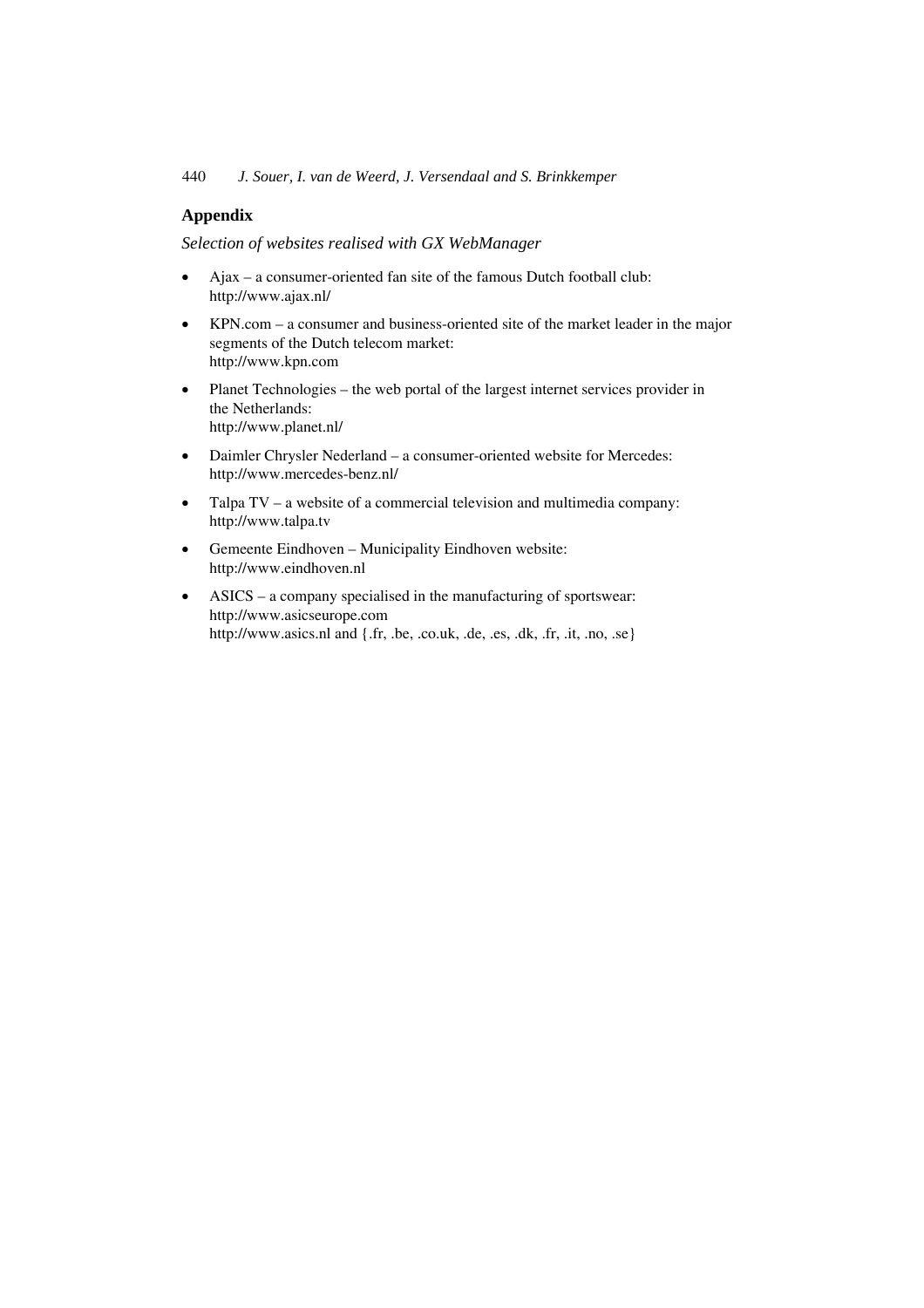## Appendix

*Selection of websites realised with GX WebManager*

- Ajax – a consumer-oriented fan site of the famous Dutch football club:
  http://www.ajax.nl/
- KPN.com – a consumer and business-oriented site of the market leader in the major segments of the Dutch telecom market:
  http://www.kpn.com
- Planet Technologies – the web portal of the largest internet services provider in the Netherlands:
  http://www.planet.nl/
- Daimler Chrysler Nederland – a consumer-oriented website for Mercedes:
  http://www.mercedes-benz.nl/
- Talpa TV – a website of a commercial television and multimedia company:
  http://www.talpa.tv
- Gemeente Eindhoven – Municipality Eindhoven website:
  http://www.eindhoven.nl
- ASICS – a company specialised in the manufacturing of sportswear:
  http://www.asicseurope.com
  http://www.asics.nl and {.fr, .be, .co.uk, .de, .es, .dk, .fr, .it, .no, .se}